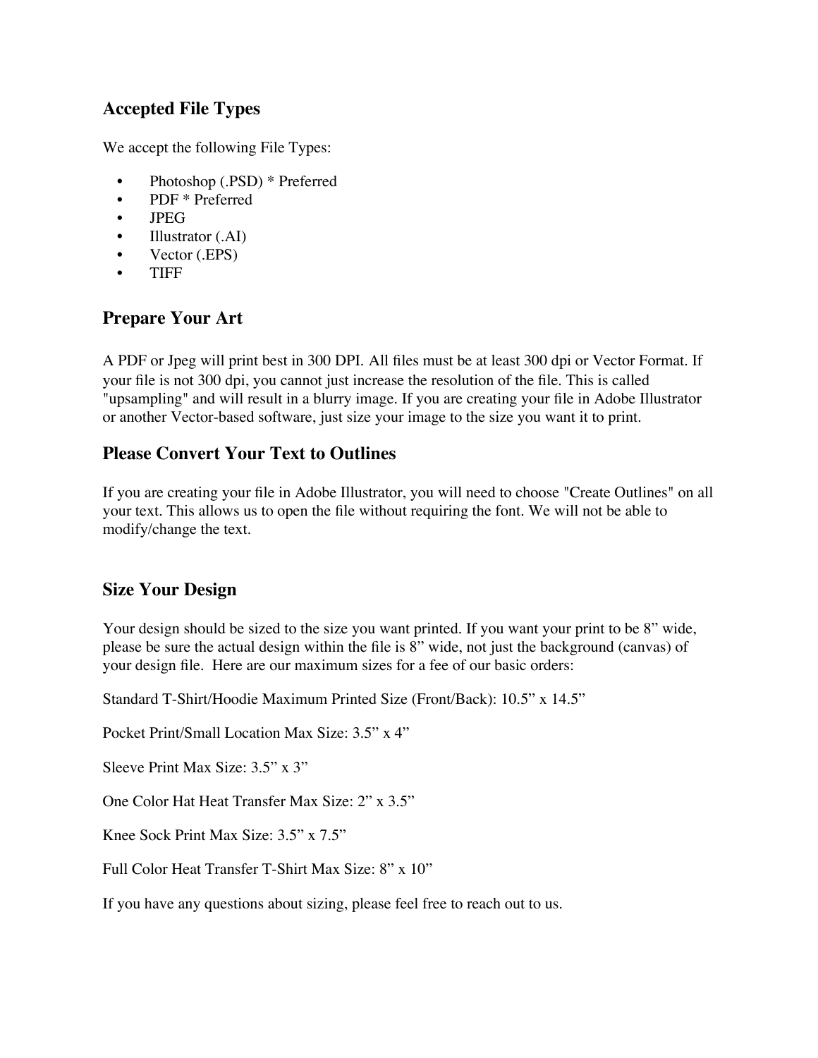## Accepted File Types

We accept the following File Types:

- Photoshop (.PSD) * Preferred
- PDF * Preferred
- JPEG
- Illustrator (.AI)
- Vector (.EPS)
- TIFF

## Prepare Your Art

A PDF or Jpeg will print best in 300 DPI. All files must be at least 300 dpi or Vector Format. If your file is not 300 dpi, you cannot just increase the resolution of the file. This is called "upsampling" and will result in a blurry image. If you are creating your file in Adobe Illustrator or another Vector-based software, just size your image to the size you want it to print.

## Please Convert Your Text to Outlines

If you are creating your file in Adobe Illustrator, you will need to choose "Create Outlines" on all your text. This allows us to open the file without requiring the font. We will not be able to modify/change the text.

## Size Your Design

Your design should be sized to the size you want printed. If you want your print to be 8” wide, please be sure the actual design within the file is 8” wide, not just the background (canvas) of your design file. Here are our maximum sizes for a fee of our basic orders:

Standard T-Shirt/Hoodie Maximum Printed Size (Front/Back): 10.5” x 14.5”

Pocket Print/Small Location Max Size: 3.5” x 4”

Sleeve Print Max Size: 3.5” x 3”

One Color Hat Heat Transfer Max Size: 2” x 3.5”

Knee Sock Print Max Size: 3.5” x 7.5”

Full Color Heat Transfer T-Shirt Max Size: 8” x 10”

If you have any questions about sizing, please feel free to reach out to us.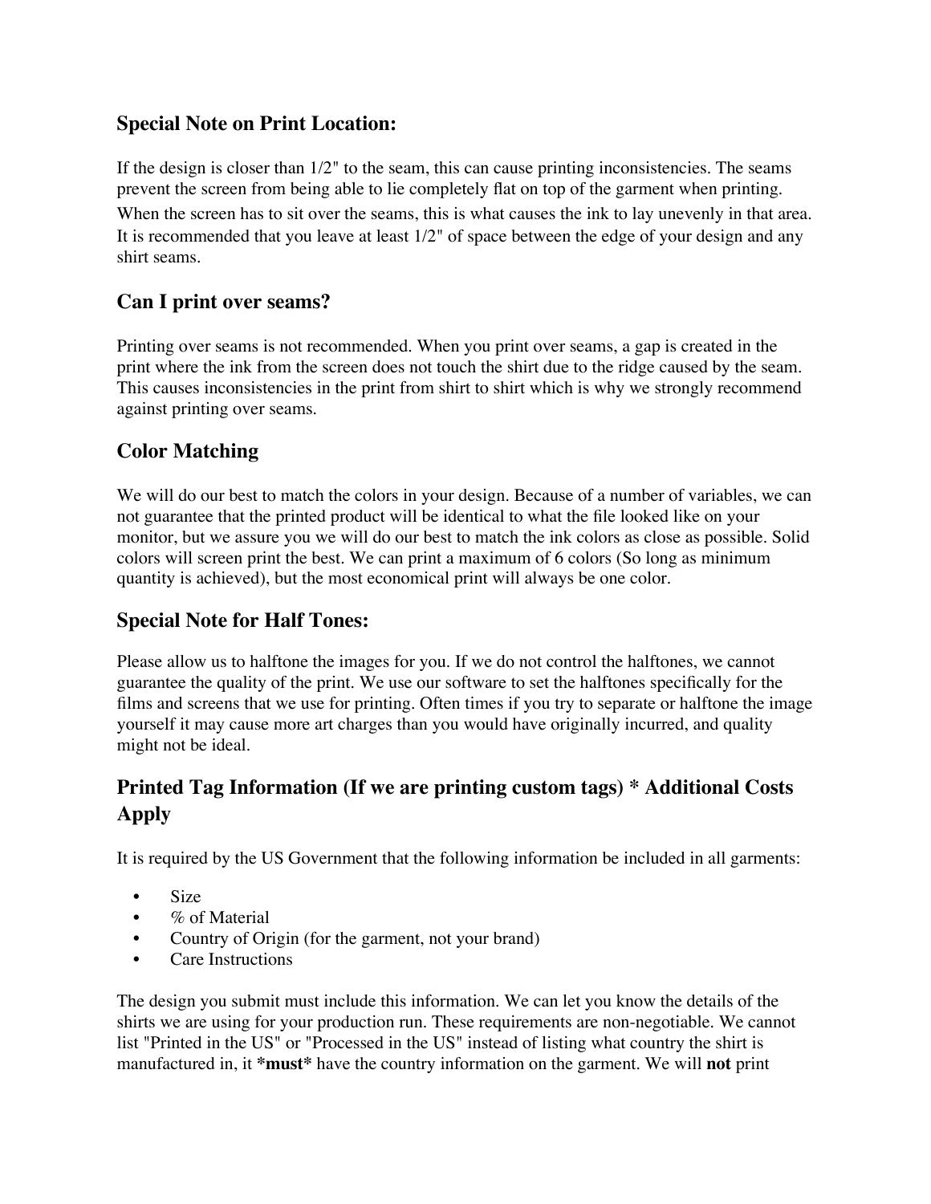## Special Note on Print Location:

If the design is closer than 1/2" to the seam, this can cause printing inconsistencies. The seams prevent the screen from being able to lie completely flat on top of the garment when printing. When the screen has to sit over the seams, this is what causes the ink to lay unevenly in that area. It is recommended that you leave at least 1/2" of space between the edge of your design and any shirt seams.

## Can I print over seams?

Printing over seams is not recommended. When you print over seams, a gap is created in the print where the ink from the screen does not touch the shirt due to the ridge caused by the seam. This causes inconsistencies in the print from shirt to shirt which is why we strongly recommend against printing over seams.

## Color Matching

We will do our best to match the colors in your design. Because of a number of variables, we can not guarantee that the printed product will be identical to what the file looked like on your monitor, but we assure you we will do our best to match the ink colors as close as possible. Solid colors will screen print the best. We can print a maximum of 6 colors (So long as minimum quantity is achieved), but the most economical print will always be one color.

## Special Note for Half Tones:

Please allow us to halftone the images for you. If we do not control the halftones, we cannot guarantee the quality of the print. We use our software to set the halftones specifically for the films and screens that we use for printing. Often times if you try to separate or halftone the image yourself it may cause more art charges than you would have originally incurred, and quality might not be ideal.

## Printed Tag Information (If we are printing custom tags) * Additional Costs Apply

It is required by the US Government that the following information be included in all garments:

- Size
- % of Material
- Country of Origin (for the garment, not your brand)
- Care Instructions

The design you submit must include this information. We can let you know the details of the shirts we are using for your production run. These requirements are non-negotiable. We cannot list "Printed in the US" or "Processed in the US" instead of listing what country the shirt is manufactured in, it ***must*** have the country information on the garment. We will **not** print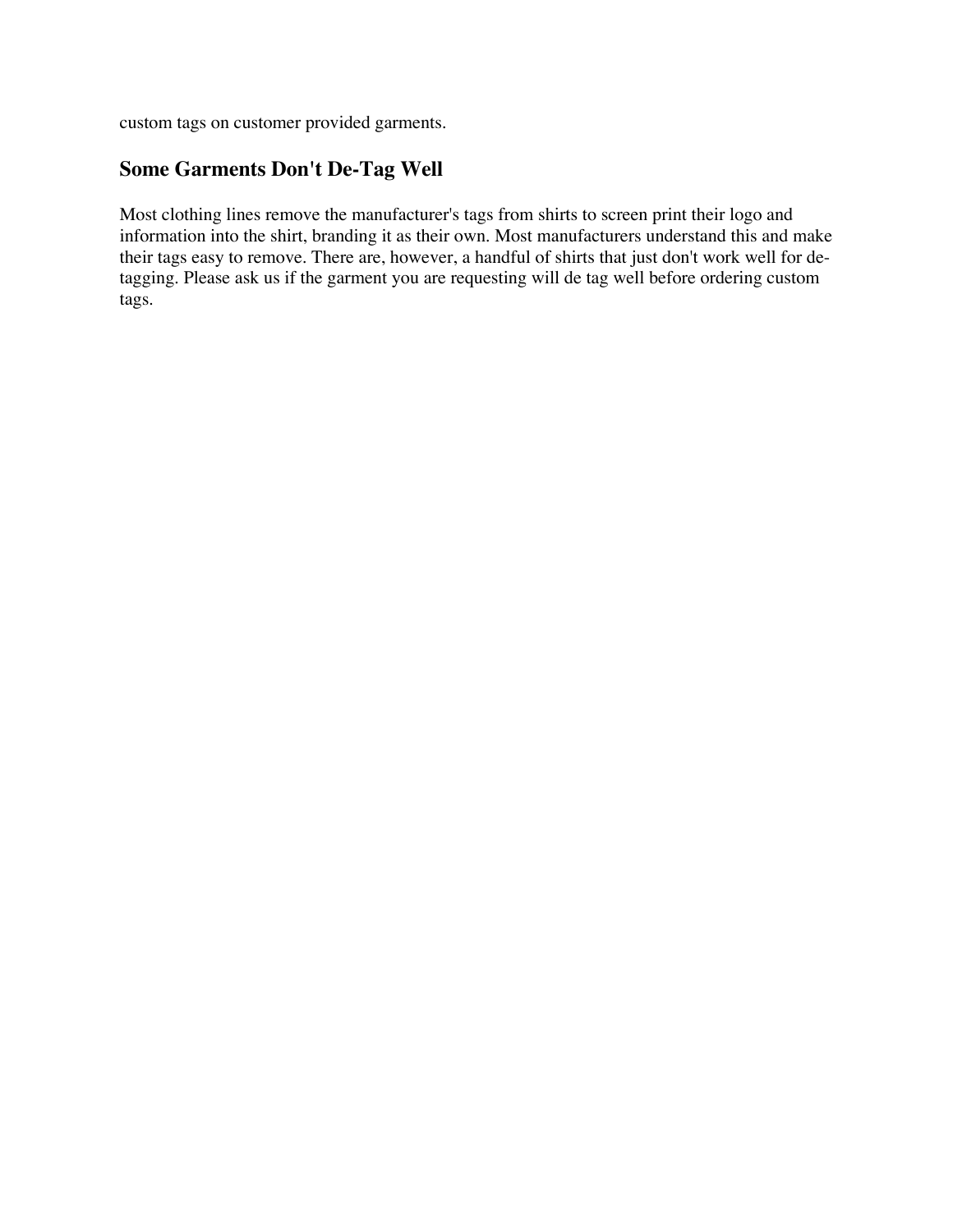custom tags on customer provided garments.

## Some Garments Don't De-Tag Well

Most clothing lines remove the manufacturer's tags from shirts to screen print their logo and information into the shirt, branding it as their own. Most manufacturers understand this and make their tags easy to remove. There are, however, a handful of shirts that just don't work well for de-tagging. Please ask us if the garment you are requesting will de tag well before ordering custom tags.